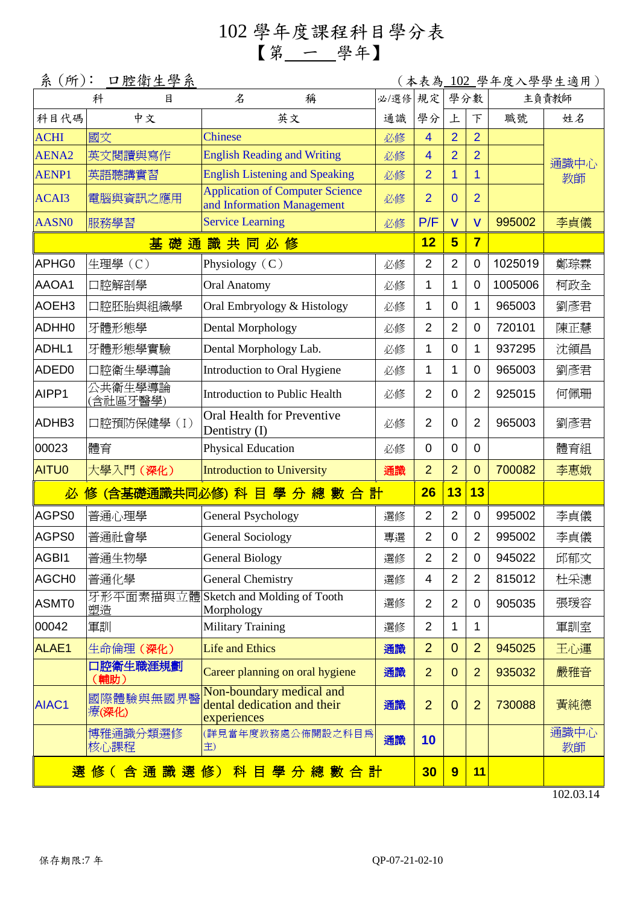# 102 學年度課程科目學分表
## 【第 一 學年】

系（所）： 口腔衛生學系　　　　（本表為 102 學年度入學學生適用）

| 科目代碼 | 中文 | 英文 | 必/選修 通識 | 規定學分 | 上 | 下 | 職號 | 姓名 |
|---|---|---|---|---|---|---|---|---|
| ACHI | 國文 | Chinese | 必修 | 4 | 2 | 2 | | 通識中心教師 |
| AENA2 | 英文閱讀與寫作 | English Reading and Writing | 必修 | 4 | 2 | 2 | | 通識中心教師 |
| AENP1 | 英語聽講實習 | English Listening and Speaking | 必修 | 2 | 1 | 1 | | 通識中心教師 |
| ACAI3 | 電腦與資訊之應用 | Application of Computer Science and Information Management | 必修 | 2 | 0 | 2 | | 通識中心教師 |
| AASN0 | 服務學習 | Service Learning | 必修 | P/F | V | V | 995002 | 李貞儀 |
| **基礎通識共同必修** | | | | **12** | **5** | **7** | | |
| APHG0 | 生理學（C） | Physiology（C） | 必修 | 2 | 2 | 0 | 1025019 | 鄭琮霖 |
| AAOA1 | 口腔解剖學 | Oral Anatomy | 必修 | 1 | 1 | 0 | 1005006 | 柯政全 |
| AOEH3 | 口腔胚胎與組織學 | Oral Embryology & Histology | 必修 | 1 | 0 | 1 | 965003 | 劉彥君 |
| ADHH0 | 牙體形態學 | Dental Morphology | 必修 | 2 | 2 | 0 | 720101 | 陳正慧 |
| ADHL1 | 牙體形態學實驗 | Dental Morphology Lab. | 必修 | 1 | 0 | 1 | 937295 | 沈領昌 |
| ADED0 | 口腔衛生學導論 | Introduction to Oral Hygiene | 必修 | 1 | 1 | 0 | 965003 | 劉彥君 |
| AIPP1 | 公共衛生學導論(含社區牙醫學) | Introduction to Public Health | 必修 | 2 | 0 | 2 | 925015 | 何佩珊 |
| ADHB3 | 口腔預防保健學（I） | Oral Health for Preventive Dentistry (I) | 必修 | 2 | 0 | 2 | 965003 | 劉彥君 |
| 00023 | 體育 | Physical Education | 必修 | 0 | 0 | 0 | | 體育組 |
| AITU0 | 大學入門（深化） | Introduction to University | 通識 | 2 | 2 | 0 | 700082 | 李惠娥 |
| **必修(含基礎通識共同必修)科目學分總數合計** | | | | **26** | **13** | **13** | | |
| AGPS0 | 普通心理學 | General Psychology | 選修 | 2 | 2 | 0 | 995002 | 李貞儀 |
| AGPS0 | 普通社會學 | General Sociology | 專選 | 2 | 0 | 2 | 995002 | 李貞儀 |
| AGBI1 | 普通生物學 | General Biology | 選修 | 2 | 2 | 0 | 945022 | 邱郁文 |
| AGCH0 | 普通化學 | General Chemistry | 選修 | 4 | 2 | 2 | 815012 | 杜采潓 |
| ASMT0 | 牙形平面素描與立體塑造 | Sketch and Molding of Tooth Morphology | 選修 | 2 | 2 | 0 | 905035 | 張瑗容 |
| 00042 | 軍訓 | Military Training | 選修 | 2 | 1 | 1 | | 軍訓室 |
| ALAE1 | 生命倫理（深化） | Life and Ethics | 通識 | 2 | 0 | 2 | 945025 | 王心運 |
| | 口腔衛生職涯規劃（輔助） | Career planning on oral hygiene | 通識 | 2 | 0 | 2 | 935032 | 嚴雅音 |
| AIAC1 | 國際體驗與無國界醫療(深化) | Non-boundary medical and dental dedication and their experiences | 通識 | 2 | 0 | 2 | 730088 | 黃純德 |
| | 博雅通識分類選修核心課程 | (詳見當年度教務處公佈開設之科目為主) | 通識 | 10 | | | | 通識中心教師 |
| **選修(含通識選修)科目學分總數合計** | | | | **30** | **9** | **11** | | |

102.03.14

保存期限:7 年　　　　QP-07-21-02-10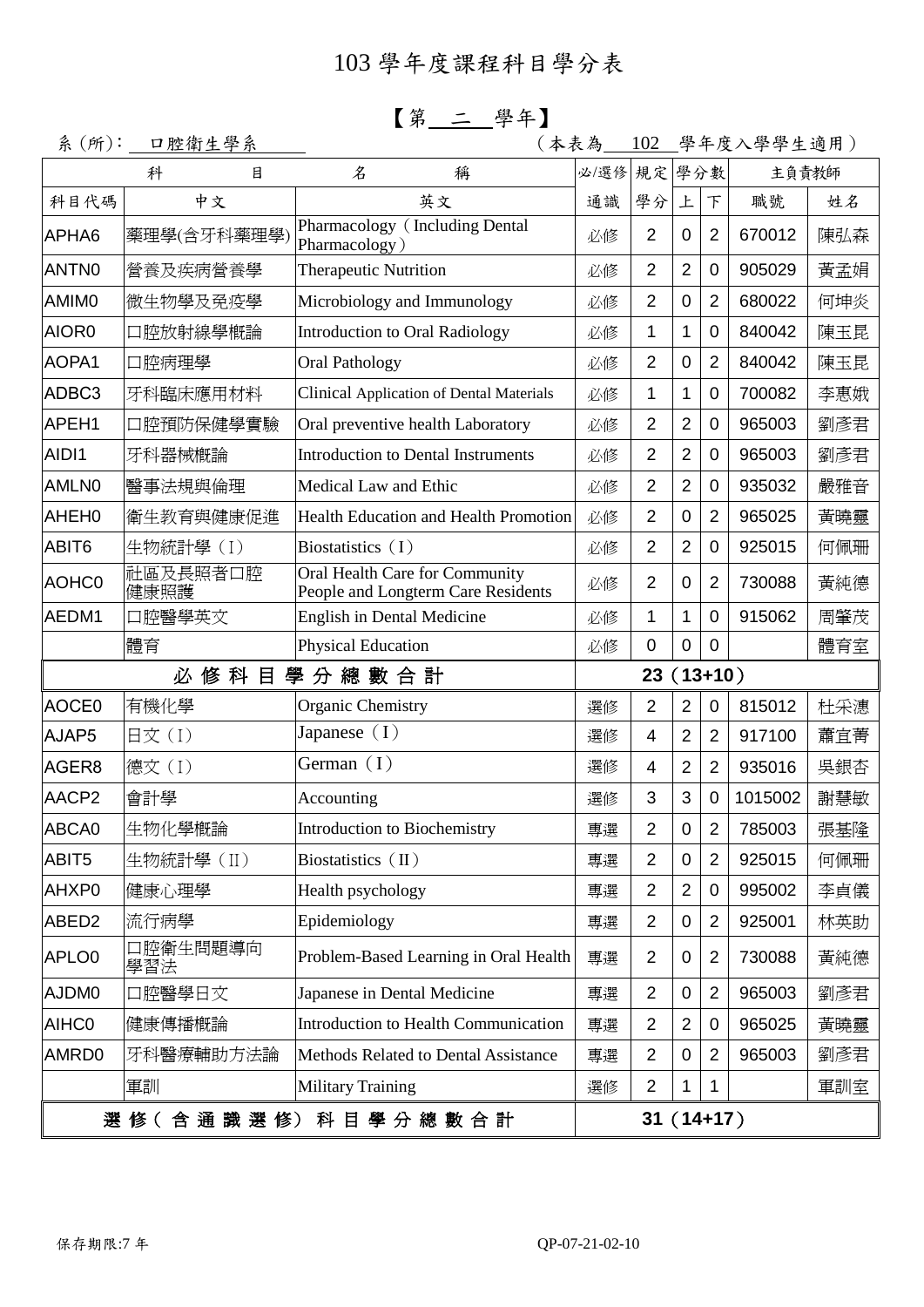# 103 學年度課程科目學分表

## 【第 二 學年】

系（所）：口腔衛生學系　　　　（本表為 102 學年度入學學生適用）

| 科目代碼 | 中文 | 英文 | 必/選修通識 | 規定學分 | 學分數上 | 學分數下 | 主負責教師職號 | 主負責教師姓名 |
|---|---|---|---|---|---|---|---|---|
| APHA6 | 藥理學(含牙科藥理學) | Pharmacology（Including Dental Pharmacology） | 必修 | 2 | 0 | 2 | 670012 | 陳弘森 |
| ANTN0 | 營養及疾病營養學 | Therapeutic Nutrition | 必修 | 2 | 2 | 0 | 905029 | 黃孟娟 |
| AMIM0 | 微生物學及免疫學 | Microbiology and Immunology | 必修 | 2 | 0 | 2 | 680022 | 何坤炎 |
| AIOR0 | 口腔放射線學概論 | Introduction to Oral Radiology | 必修 | 1 | 1 | 0 | 840042 | 陳玉昆 |
| AOPA1 | 口腔病理學 | Oral Pathology | 必修 | 2 | 0 | 2 | 840042 | 陳玉昆 |
| ADBC3 | 牙科臨床應用材料 | Clinical Application of Dental Materials | 必修 | 1 | 1 | 0 | 700082 | 李惠娥 |
| APEH1 | 口腔預防保健學實驗 | Oral preventive health Laboratory | 必修 | 2 | 2 | 0 | 965003 | 劉彥君 |
| AIDI1 | 牙科器械概論 | Introduction to Dental Instruments | 必修 | 2 | 2 | 0 | 965003 | 劉彥君 |
| AMLN0 | 醫事法規與倫理 | Medical Law and Ethic | 必修 | 2 | 2 | 0 | 935032 | 嚴雅音 |
| AHEH0 | 衛生教育與健康促進 | Health Education and Health Promotion | 必修 | 2 | 0 | 2 | 965025 | 黃曉靈 |
| ABIT6 | 生物統計學（I） | Biostatistics（I） | 必修 | 2 | 2 | 0 | 925015 | 何佩珊 |
| AOHC0 | 社區及長照者口腔健康照護 | Oral Health Care for Community People and Longterm Care Residents | 必修 | 2 | 0 | 2 | 730088 | 黃純德 |
| AEDM1 | 口腔醫學英文 | English in Dental Medicine | 必修 | 1 | 1 | 0 | 915062 | 周肇茂 |
|  | 體育 | Physical Education | 必修 | 0 | 0 | 0 |  | 體育室 |
| 必修科目學分總數合計 | | | 23（13+10） | | | | | |
| AOCE0 | 有機化學 | Organic Chemistry | 選修 | 2 | 2 | 0 | 815012 | 杜采潓 |
| AJAP5 | 日文（I） | Japanese（I） | 選修 | 4 | 2 | 2 | 917100 | 蕭宜菁 |
| AGER8 | 德文（I） | German（I） | 選修 | 4 | 2 | 2 | 935016 | 吳銀杏 |
| AACP2 | 會計學 | Accounting | 選修 | 3 | 3 | 0 | 1015002 | 謝慧敏 |
| ABCA0 | 生物化學概論 | Introduction to Biochemistry | 專選 | 2 | 0 | 2 | 785003 | 張基隆 |
| ABIT5 | 生物統計學（II） | Biostatistics（II） | 專選 | 2 | 0 | 2 | 925015 | 何佩珊 |
| AHXP0 | 健康心理學 | Health psychology | 專選 | 2 | 2 | 0 | 995002 | 李貞儀 |
| ABED2 | 流行病學 | Epidemiology | 專選 | 2 | 0 | 2 | 925001 | 林英助 |
| APLO0 | 口腔衛生問題導向學習法 | Problem-Based Learning in Oral Health | 專選 | 2 | 0 | 2 | 730088 | 黃純德 |
| AJDM0 | 口腔醫學日文 | Japanese in Dental Medicine | 專選 | 2 | 0 | 2 | 965003 | 劉彥君 |
| AIHC0 | 健康傳播概論 | Introduction to Health Communication | 專選 | 2 | 2 | 0 | 965025 | 黃曉靈 |
| AMRD0 | 牙科醫療輔助方法論 | Methods Related to Dental Assistance | 專選 | 2 | 0 | 2 | 965003 | 劉彥君 |
|  | 軍訓 | Military Training | 選修 | 2 | 1 | 1 |  | 軍訓室 |
| 選修（含通識選修）科目學分總數合計 | | | 31（14+17） | | | | | |

保存期限:7 年　　　　QP-07-21-02-10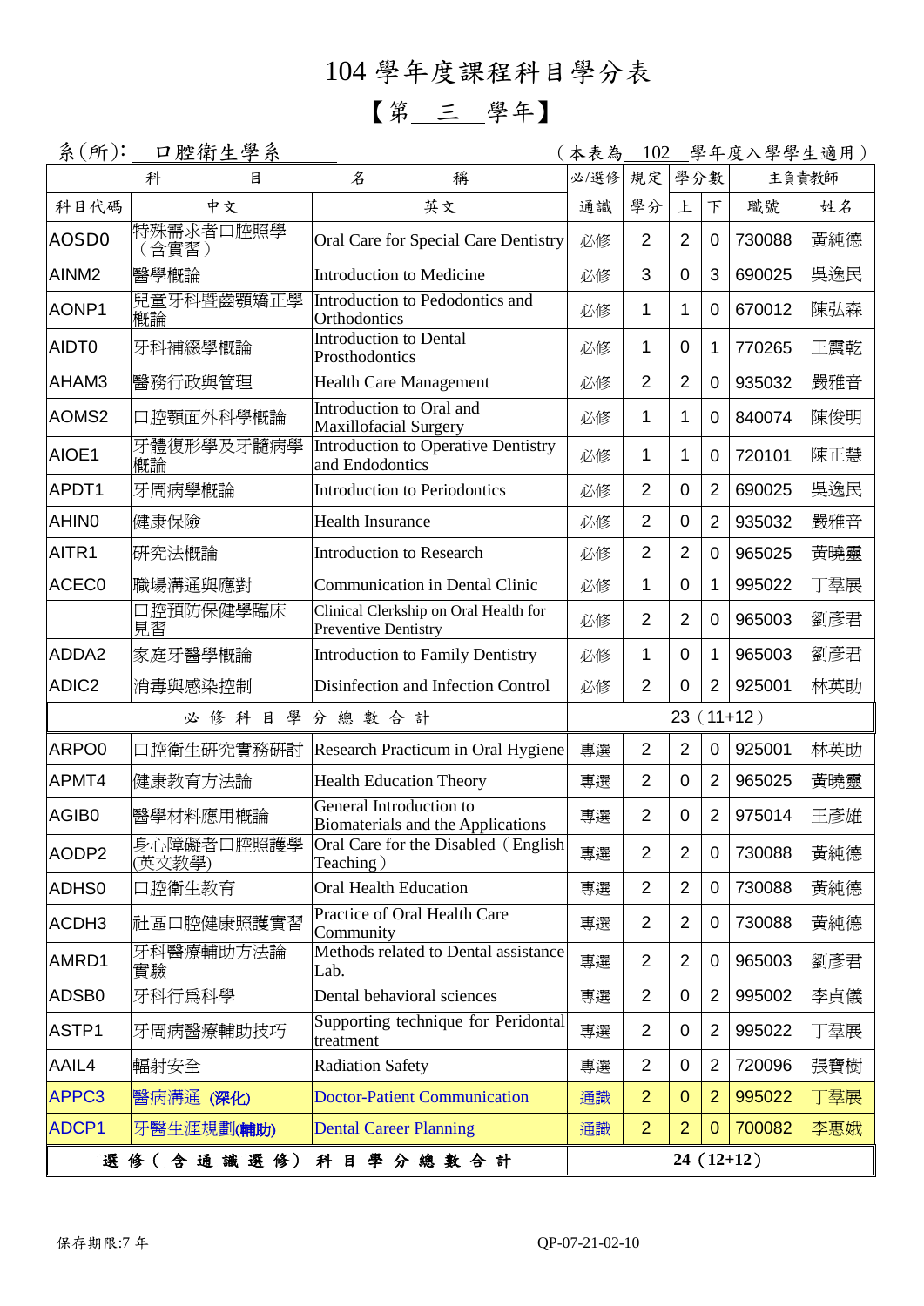# 104 學年度課程科目學分表

## 【第＿三＿學年】

系(所)：口腔衛生學系　　　　　　　　　　　　　　　　　（本表為＿102＿學年度入學學生適用）

| 科目代碼 | 中文 | 英文 | 必/選修 通識 | 規定學分 | 學分數 上 | 學分數 下 | 主負責教師 職號 | 主負責教師 姓名 |
|---|---|---|---|---|---|---|---|---|
| AOSD0 | 特殊需求者口腔照學（含實習） | Oral Care for Special Care Dentistry | 必修 | 2 | 2 | 0 | 730088 | 黃純德 |
| AINM2 | 醫學概論 | Introduction to Medicine | 必修 | 3 | 0 | 3 | 690025 | 吳逸民 |
| AONP1 | 兒童牙科暨齒顎矯正學概論 | Introduction to Pedodontics and Orthodontics | 必修 | 1 | 1 | 0 | 670012 | 陳弘森 |
| AIDT0 | 牙科補綴學概論 | Introduction to Dental Prosthodontics | 必修 | 1 | 0 | 1 | 770265 | 王震乾 |
| AHAM3 | 醫務行政與管理 | Health Care Management | 必修 | 2 | 2 | 0 | 935032 | 嚴雅音 |
| AOMS2 | 口腔顎面外科學概論 | Introduction to Oral and Maxillofacial Surgery | 必修 | 1 | 1 | 0 | 840074 | 陳俊明 |
| AIOE1 | 牙體復形學及牙髓病學概論 | Introduction to Operative Dentistry and Endodontics | 必修 | 1 | 1 | 0 | 720101 | 陳正慧 |
| APDT1 | 牙周病學概論 | Introduction to Periodontics | 必修 | 2 | 0 | 2 | 690025 | 吳逸民 |
| AHIN0 | 健康保險 | Health Insurance | 必修 | 2 | 0 | 2 | 935032 | 嚴雅音 |
| AITR1 | 研究法概論 | Introduction to Research | 必修 | 2 | 2 | 0 | 965025 | 黃曉靈 |
| ACEC0 | 職場溝通與應對 | Communication in Dental Clinic | 必修 | 1 | 0 | 1 | 995022 | 丁羣展 |
|  | 口腔預防保健學臨床見習 | Clinical Clerkship on Oral Health for Preventive Dentistry | 必修 | 2 | 2 | 0 | 965003 | 劉彥君 |
| ADDA2 | 家庭牙醫學概論 | Introduction to Family Dentistry | 必修 | 1 | 0 | 1 | 965003 | 劉彥君 |
| ADIC2 | 消毒與感染控制 | Disinfection and Infection Control | 必修 | 2 | 0 | 2 | 925001 | 林英助 |
| 必修科目學分總數合計 | | | 23（11+12） | | | | | |
| ARPO0 | 口腔衛生研究實務研討 | Research Practicum in Oral Hygiene | 專選 | 2 | 2 | 0 | 925001 | 林英助 |
| APMT4 | 健康教育方法論 | Health Education Theory | 專選 | 2 | 0 | 2 | 965025 | 黃曉靈 |
| AGIB0 | 醫學材料應用概論 | General Introduction to Biomaterials and the Applications | 專選 | 2 | 0 | 2 | 975014 | 王彥雄 |
| AODP2 | 身心障礙者口腔照護學(英文教學) | Oral Care for the Disabled（English Teaching） | 專選 | 2 | 2 | 0 | 730088 | 黃純德 |
| ADHS0 | 口腔衛生教育 | Oral Health Education | 專選 | 2 | 2 | 0 | 730088 | 黃純德 |
| ACDH3 | 社區口腔健康照護實習 | Practice of Oral Health Care Community | 專選 | 2 | 2 | 0 | 730088 | 黃純德 |
| AMRD1 | 牙科醫療輔助方法論實驗 | Methods related to Dental assistance Lab. | 專選 | 2 | 2 | 0 | 965003 | 劉彥君 |
| ADSB0 | 牙科行爲科學 | Dental behavioral sciences | 專選 | 2 | 0 | 2 | 995002 | 李貞儀 |
| ASTP1 | 牙周病醫療輔助技巧 | Supporting technique for Peridontal treatment | 專選 | 2 | 0 | 2 | 995022 | 丁羣展 |
| AAIL4 | 輻射安全 | Radiation Safety | 專選 | 2 | 0 | 2 | 720096 | 張寶樹 |
| APPC3 | 醫病溝通 (深化) | Doctor-Patient Communication | 通識 | 2 | 0 | 2 | 995022 | 丁羣展 |
| ADCP1 | 牙醫生涯規劃(輔助) | Dental Career Planning | 通識 | 2 | 2 | 0 | 700082 | 李惠娥 |
| **選修（含通識選修）科目學分總數合計** | | | **24（12+12）** | | | | | |

保存期限:7 年　　　　　　　　　　　　　　QP-07-21-02-10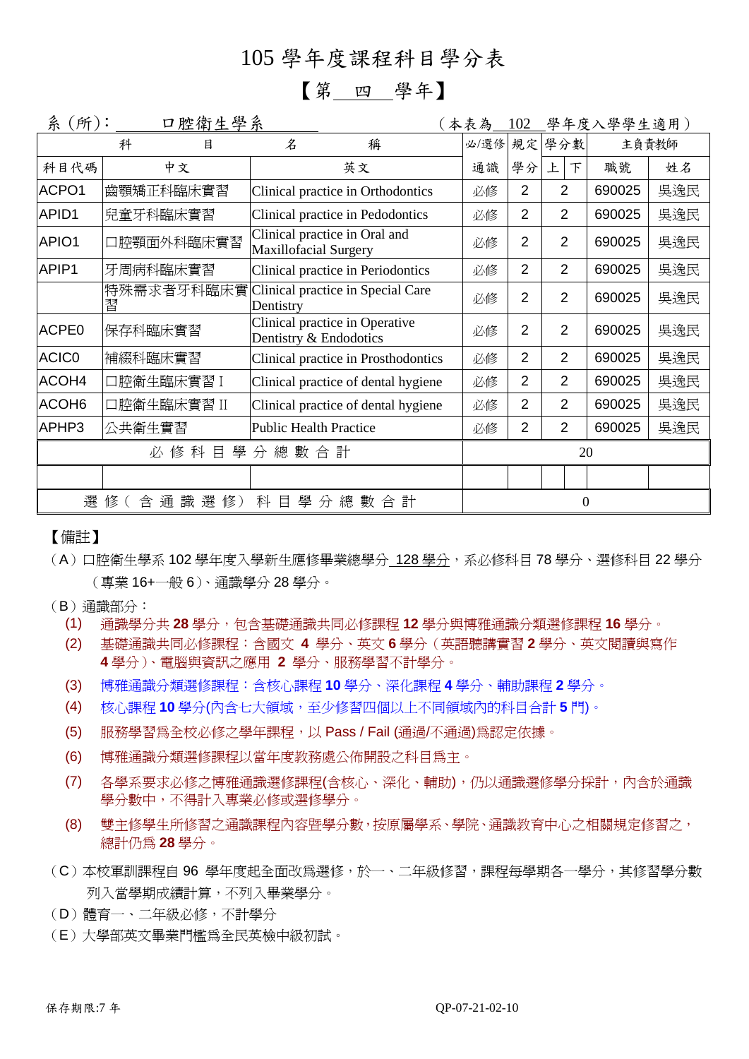# 105 學年度課程科目學分表

## 【第　四　學年】

系（所）：　口腔衛生學系　　　　（本表為　102　學年度入學學生適用）

| 科目代碼 | 中文 | 英文 | 必/選修 通識 | 規定學分 | 學分數 上 | 學分數 下 | 主負責教師 職號 | 主負責教師 姓名 |
|---|---|---|---|---|---|---|---|---|
| ACPO1 | 齒顎矯正科臨床實習 | Clinical practice in Orthodontics | 必修 | 2 | 2 | | 690025 | 吳逸民 |
| APID1 | 兒童牙科臨床實習 | Clinical practice in Pedodontics | 必修 | 2 | 2 | | 690025 | 吳逸民 |
| APIO1 | 口腔顎面外科臨床實習 | Clinical practice in Oral and Maxillofacial Surgery | 必修 | 2 | 2 | | 690025 | 吳逸民 |
| APIP1 | 牙周病科臨床實習 | Clinical practice in Periodontics | 必修 | 2 | 2 | | 690025 | 吳逸民 |
| | 特殊需求者牙科臨床實習 | Clinical practice in Special Care Dentistry | 必修 | 2 | 2 | | 690025 | 吳逸民 |
| ACPE0 | 保存科臨床實習 | Clinical practice in Operative Dentistry & Endodotics | 必修 | 2 | 2 | | 690025 | 吳逸民 |
| ACIC0 | 補綴科臨床實習 | Clinical practice in Prosthodontics | 必修 | 2 | 2 | | 690025 | 吳逸民 |
| ACOH4 | 口腔衛生臨床實習 I | Clinical practice of dental hygiene | 必修 | 2 | 2 | | 690025 | 吳逸民 |
| ACOH6 | 口腔衛生臨床實習 II | Clinical practice of dental hygiene | 必修 | 2 | 2 | | 690025 | 吳逸民 |
| APHP3 | 公共衛生實習 | Public Health Practice | 必修 | 2 | 2 | | 690025 | 吳逸民 |
| 必修科目學分總數合計 | | | 20 | | | | | |
| | | | | | | | | |
| 選修（含通識選修）科目學分總數合計 | | | 0 | | | | | |

【備註】

（A）口腔衛生學系 102 學年度入學新生應修畢業總學分 128 學分，系必修科目 78 學分、選修科目 22 學分（專業 16+一般 6）、通識學分 28 學分。

（B）通識部分：

(1) 通識學分共 **28** 學分，包含基礎通識共同必修課程 **12** 學分與博雅通識分類選修課程 **16** 學分。
(2) 基礎通識共同必修課程：含國文 **4** 學分、英文 **6** 學分（英語聽講實習 **2** 學分、英文閱讀與寫作 **4** 學分）、電腦與資訊之應用 **2** 學分、服務學習不計學分。
(3) 博雅通識分類選修課程：含核心課程 **10** 學分、深化課程 **4** 學分、輔助課程 **2** 學分。
(4) 核心課程 **10** 學分(內含七大領域，至少修習四個以上不同領域內的科目合計 **5** 門)。
(5) 服務學習為全校必修之學年課程，以 Pass / Fail (通過/不通過)為認定依據。
(6) 博雅通識分類選修課程以當年度教務處公佈開設之科目為主。
(7) 各學系要求必修之博雅通識選修課程(含核心、深化、輔助)，仍以通識選修學分採計，內含於通識學分數中，不得計入專業必修或選修學分。
(8) 雙主修學生所修習之通識課程內容暨學分數，按原屬學系、學院、通識教育中心之相關規定修習之，總計仍為 **28** 學分。

（C）本校軍訓課程自 96 學年度起全面改為選修，於一、二年級修習，課程每學期各一學分，其修習學分數列入當學期成績計算，不列入畢業學分。

（D）體育一、二年級必修，不計學分

（E）大學部英文畢業門檻為全民英檢中級初試。

保存期限:7 年　　　　QP-07-21-02-10